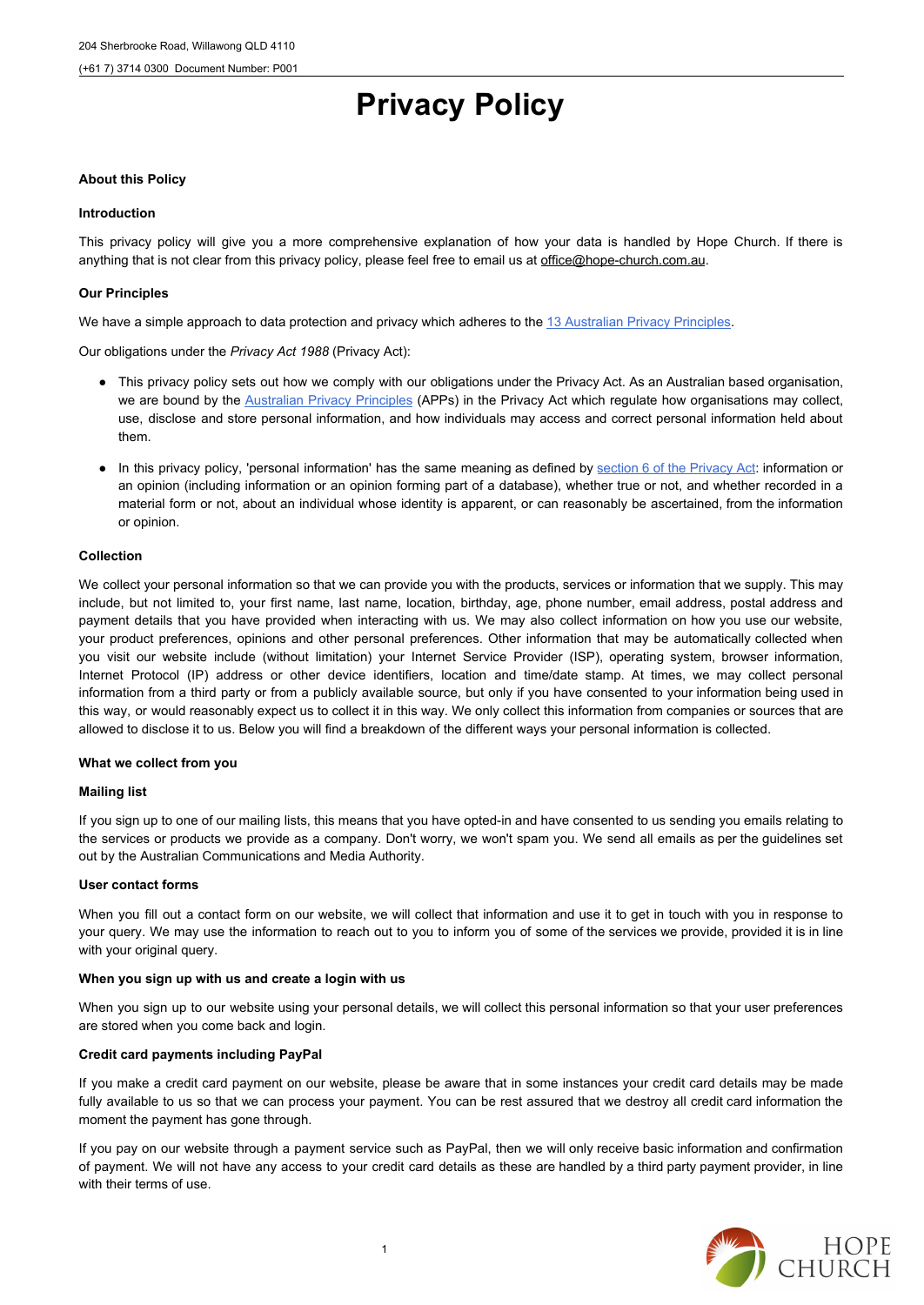# Privacy Policy

**About this Policy**

**Introduction**

This privacy policy will give you a more comprehensive explanation of how your data is handled by Hope Church. If there is anything that is not clear from this privacy policy, please feel free to email us at office@hope-church.com.au.

**Our Principles**

We have a simple approach to data protection and privacy which adheres to the [13 Australian Privacy Principles](#).

Our obligations under the *Privacy Act 1988* (Privacy Act):

- This privacy policy sets out how we comply with our obligations under the Privacy Act. As an Australian based organisation, we are bound by the [Australian Privacy Principles](#) (APPs) in the Privacy Act which regulate how organisations may collect, use, disclose and store personal information, and how individuals may access and correct personal information held about them.
- In this privacy policy, 'personal information' has the same meaning as defined by [section 6 of the Privacy Act](#): information or an opinion (including information or an opinion forming part of a database), whether true or not, and whether recorded in a material form or not, about an individual whose identity is apparent, or can reasonably be ascertained, from the information or opinion.

**Collection**

We collect your personal information so that we can provide you with the products, services or information that we supply. This may include, but not limited to, your first name, last name, location, birthday, age, phone number, email address, postal address and payment details that you have provided when interacting with us. We may also collect information on how you use our website, your product preferences, opinions and other personal preferences. Other information that may be automatically collected when you visit our website include (without limitation) your Internet Service Provider (ISP), operating system, browser information, Internet Protocol (IP) address or other device identifiers, location and time/date stamp. At times, we may collect personal information from a third party or from a publicly available source, but only if you have consented to your information being used in this way, or would reasonably expect us to collect it in this way. We only collect this information from companies or sources that are allowed to disclose it to us. Below you will find a breakdown of the different ways your personal information is collected.

**What we collect from you**

**Mailing list**

If you sign up to one of our mailing lists, this means that you have opted-in and have consented to us sending you emails relating to the services or products we provide as a company. Don't worry, we won't spam you. We send all emails as per the guidelines set out by the Australian Communications and Media Authority.

**User contact forms**

When you fill out a contact form on our website, we will collect that information and use it to get in touch with you in response to your query. We may use the information to reach out to you to inform you of some of the services we provide, provided it is in line with your original query.

**When you sign up with us and create a login with us**

When you sign up to our website using your personal details, we will collect this personal information so that your user preferences are stored when you come back and login.

**Credit card payments including PayPal**

If you make a credit card payment on our website, please be aware that in some instances your credit card details may be made fully available to us so that we can process your payment. You can be rest assured that we destroy all credit card information the moment the payment has gone through.

If you pay on our website through a payment service such as PayPal, then we will only receive basic information and confirmation of payment. We will not have any access to your credit card details as these are handled by a third party payment provider, in line with their terms of use.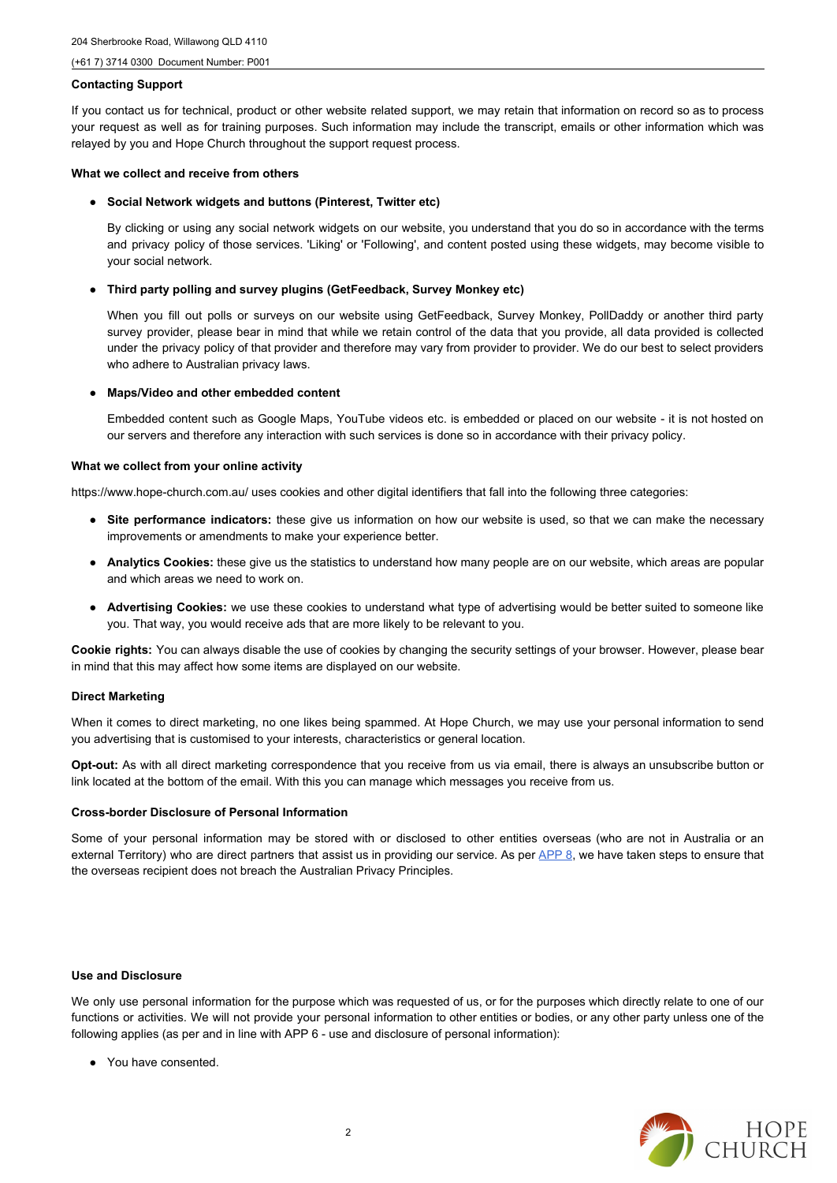**Contacting Support**

If you contact us for technical, product or other website related support, we may retain that information on record so as to process your request as well as for training purposes. Such information may include the transcript, emails or other information which was relayed by you and Hope Church throughout the support request process.

**What we collect and receive from others**

- **Social Network widgets and buttons (Pinterest, Twitter etc)**

  By clicking or using any social network widgets on our website, you understand that you do so in accordance with the terms and privacy policy of those services. 'Liking' or 'Following', and content posted using these widgets, may become visible to your social network.

- **Third party polling and survey plugins (GetFeedback, Survey Monkey etc)**

  When you fill out polls or surveys on our website using GetFeedback, Survey Monkey, PollDaddy or another third party survey provider, please bear in mind that while we retain control of the data that you provide, all data provided is collected under the privacy policy of that provider and therefore may vary from provider to provider. We do our best to select providers who adhere to Australian privacy laws.

- **Maps/Video and other embedded content**

  Embedded content such as Google Maps, YouTube videos etc. is embedded or placed on our website - it is not hosted on our servers and therefore any interaction with such services is done so in accordance with their privacy policy.

**What we collect from your online activity**

https://www.hope-church.com.au/ uses cookies and other digital identifiers that fall into the following three categories:

- **Site performance indicators:** these give us information on how our website is used, so that we can make the necessary improvements or amendments to make your experience better.
- **Analytics Cookies:** these give us the statistics to understand how many people are on our website, which areas are popular and which areas we need to work on.
- **Advertising Cookies:** we use these cookies to understand what type of advertising would be better suited to someone like you. That way, you would receive ads that are more likely to be relevant to you.

**Cookie rights:** You can always disable the use of cookies by changing the security settings of your browser. However, please bear in mind that this may affect how some items are displayed on our website.

**Direct Marketing**

When it comes to direct marketing, no one likes being spammed. At Hope Church, we may use your personal information to send you advertising that is customised to your interests, characteristics or general location.

**Opt-out:** As with all direct marketing correspondence that you receive from us via email, there is always an unsubscribe button or link located at the bottom of the email. With this you can manage which messages you receive from us.

**Cross-border Disclosure of Personal Information**

Some of your personal information may be stored with or disclosed to other entities overseas (who are not in Australia or an external Territory) who are direct partners that assist us in providing our service. As per APP 8, we have taken steps to ensure that the overseas recipient does not breach the Australian Privacy Principles.

**Use and Disclosure**

We only use personal information for the purpose which was requested of us, or for the purposes which directly relate to one of our functions or activities. We will not provide your personal information to other entities or bodies, or any other party unless one of the following applies (as per and in line with APP 6 - use and disclosure of personal information):

- You have consented.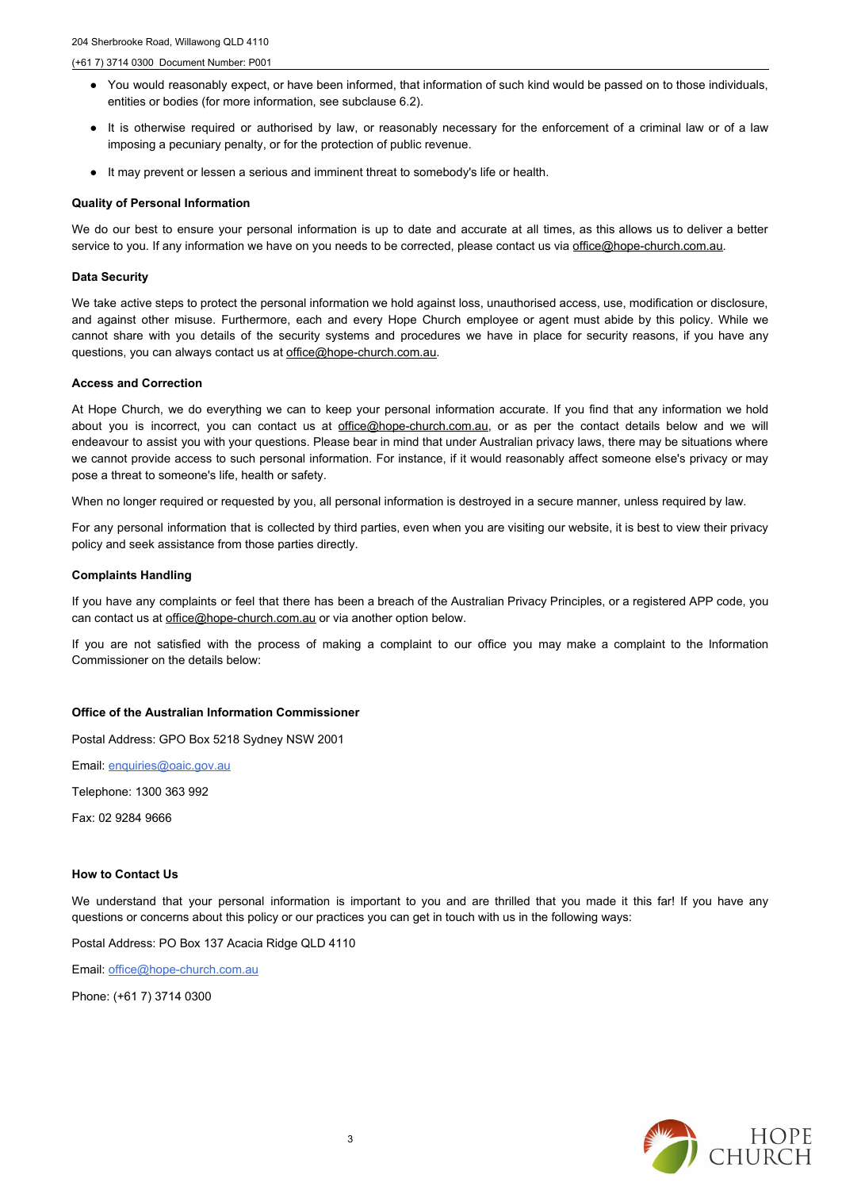- You would reasonably expect, or have been informed, that information of such kind would be passed on to those individuals, entities or bodies (for more information, see subclause 6.2).
- It is otherwise required or authorised by law, or reasonably necessary for the enforcement of a criminal law or of a law imposing a pecuniary penalty, or for the protection of public revenue.
- It may prevent or lessen a serious and imminent threat to somebody's life or health.

**Quality of Personal Information**

We do our best to ensure your personal information is up to date and accurate at all times, as this allows us to deliver a better service to you. If any information we have on you needs to be corrected, please contact us via office@hope-church.com.au.

**Data Security**

We take active steps to protect the personal information we hold against loss, unauthorised access, use, modification or disclosure, and against other misuse. Furthermore, each and every Hope Church employee or agent must abide by this policy. While we cannot share with you details of the security systems and procedures we have in place for security reasons, if you have any questions, you can always contact us at office@hope-church.com.au.

**Access and Correction**

At Hope Church, we do everything we can to keep your personal information accurate. If you find that any information we hold about you is incorrect, you can contact us at office@hope-church.com.au, or as per the contact details below and we will endeavour to assist you with your questions. Please bear in mind that under Australian privacy laws, there may be situations where we cannot provide access to such personal information. For instance, if it would reasonably affect someone else's privacy or may pose a threat to someone's life, health or safety.

When no longer required or requested by you, all personal information is destroyed in a secure manner, unless required by law.

For any personal information that is collected by third parties, even when you are visiting our website, it is best to view their privacy policy and seek assistance from those parties directly.

**Complaints Handling**

If you have any complaints or feel that there has been a breach of the Australian Privacy Principles, or a registered APP code, you can contact us at office@hope-church.com.au or via another option below.

If you are not satisfied with the process of making a complaint to our office you may make a complaint to the Information Commissioner on the details below:

**Office of the Australian Information Commissioner**

Postal Address: GPO Box 5218 Sydney NSW 2001

Email: enquiries@oaic.gov.au

Telephone: 1300 363 992

Fax: 02 9284 9666

**How to Contact Us**

We understand that your personal information is important to you and are thrilled that you made it this far! If you have any questions or concerns about this policy or our practices you can get in touch with us in the following ways:

Postal Address: PO Box 137 Acacia Ridge QLD 4110

Email: office@hope-church.com.au

Phone: (+61 7) 3714 0300